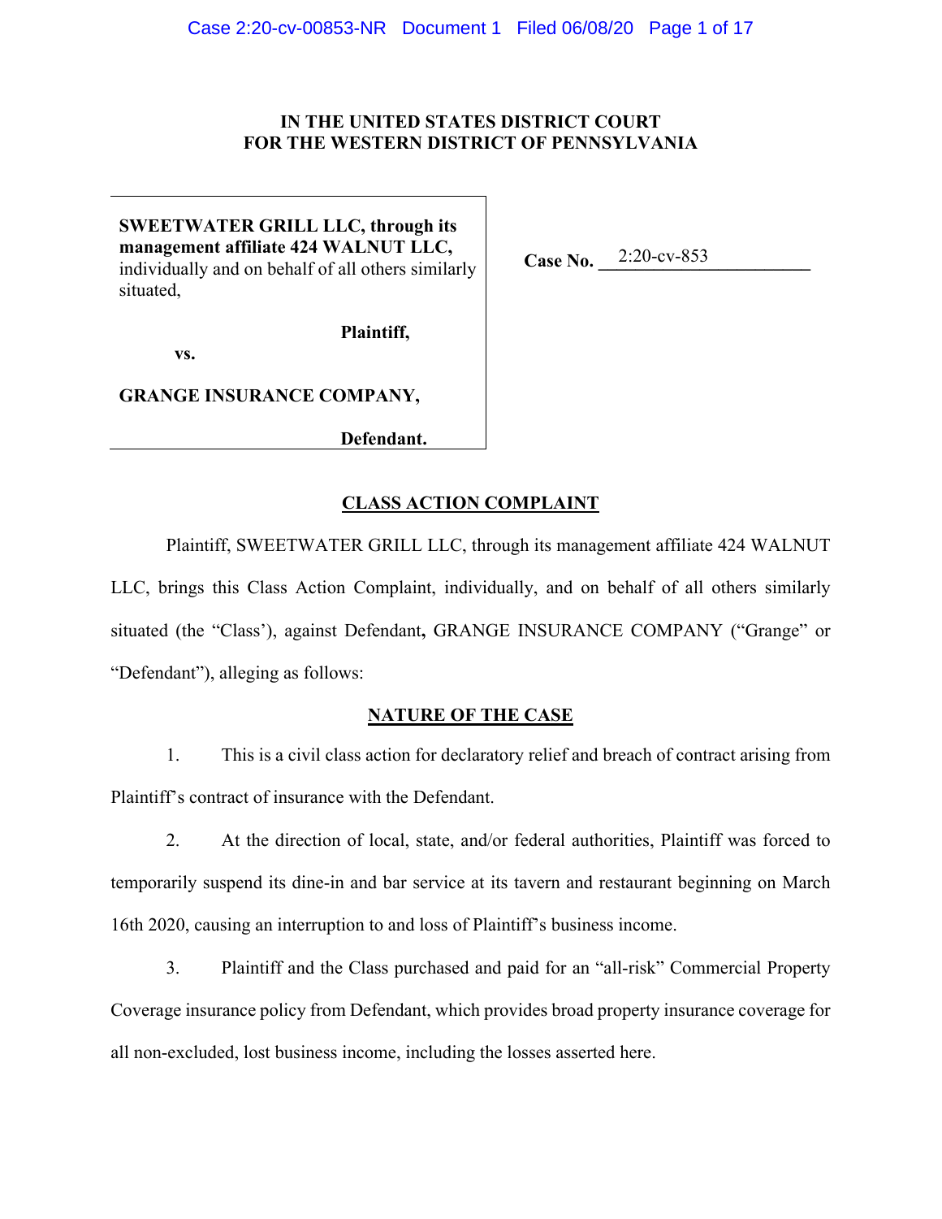**IN THE UNITED STATES DISTRICT COURT**
**FOR THE WESTERN DISTRICT OF PENNSYLVANIA**

| | |
|---|---|
| **SWEETWATER GRILL LLC, through its management affiliate 424 WALNUT LLC,** individually and on behalf of all others similarly situated,<br><br>**Plaintiff,**<br><br>**vs.**<br><br>**GRANGE INSURANCE COMPANY,**<br><br>**Defendant.** | **Case No.** 2:20-cv-853 |

## CLASS ACTION COMPLAINT

Plaintiff, SWEETWATER GRILL LLC, through its management affiliate 424 WALNUT LLC, brings this Class Action Complaint, individually, and on behalf of all others similarly situated (the "Class'), against Defendant**,** GRANGE INSURANCE COMPANY ("Grange" or "Defendant"), alleging as follows:

## NATURE OF THE CASE

1. This is a civil class action for declaratory relief and breach of contract arising from Plaintiff's contract of insurance with the Defendant.

2. At the direction of local, state, and/or federal authorities, Plaintiff was forced to temporarily suspend its dine-in and bar service at its tavern and restaurant beginning on March 16th 2020, causing an interruption to and loss of Plaintiff's business income.

3. Plaintiff and the Class purchased and paid for an "all-risk" Commercial Property Coverage insurance policy from Defendant, which provides broad property insurance coverage for all non-excluded, lost business income, including the losses asserted here.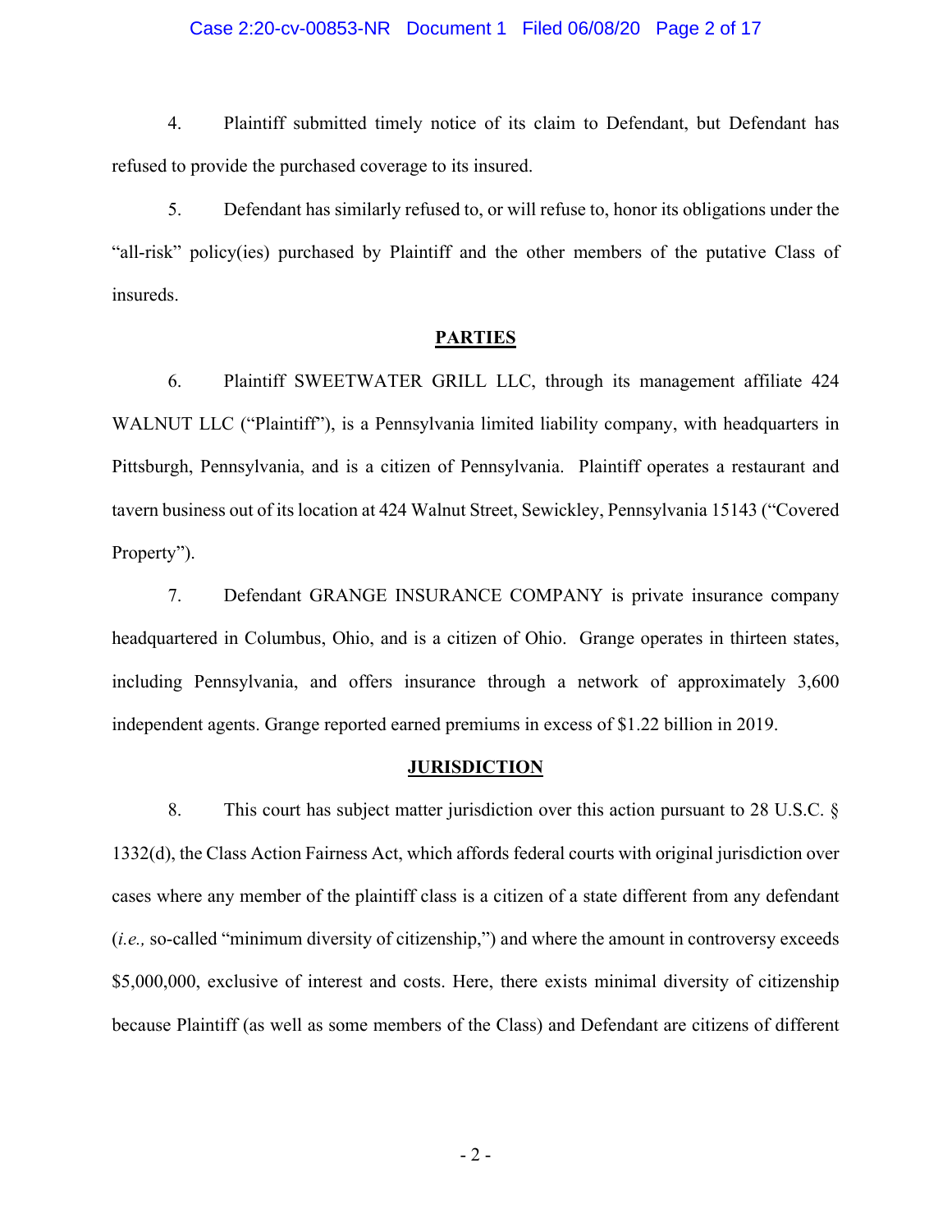4. Plaintiff submitted timely notice of its claim to Defendant, but Defendant has refused to provide the purchased coverage to its insured.

5. Defendant has similarly refused to, or will refuse to, honor its obligations under the "all-risk" policy(ies) purchased by Plaintiff and the other members of the putative Class of insureds.

## PARTIES

6. Plaintiff SWEETWATER GRILL LLC, through its management affiliate 424 WALNUT LLC ("Plaintiff"), is a Pennsylvania limited liability company, with headquarters in Pittsburgh, Pennsylvania, and is a citizen of Pennsylvania. Plaintiff operates a restaurant and tavern business out of its location at 424 Walnut Street, Sewickley, Pennsylvania 15143 ("Covered Property").

7. Defendant GRANGE INSURANCE COMPANY is private insurance company headquartered in Columbus, Ohio, and is a citizen of Ohio. Grange operates in thirteen states, including Pennsylvania, and offers insurance through a network of approximately 3,600 independent agents. Grange reported earned premiums in excess of $1.22 billion in 2019.

## JURISDICTION

8. This court has subject matter jurisdiction over this action pursuant to 28 U.S.C. § 1332(d), the Class Action Fairness Act, which affords federal courts with original jurisdiction over cases where any member of the plaintiff class is a citizen of a state different from any defendant (*i.e.,* so-called "minimum diversity of citizenship,") and where the amount in controversy exceeds $5,000,000, exclusive of interest and costs. Here, there exists minimal diversity of citizenship because Plaintiff (as well as some members of the Class) and Defendant are citizens of different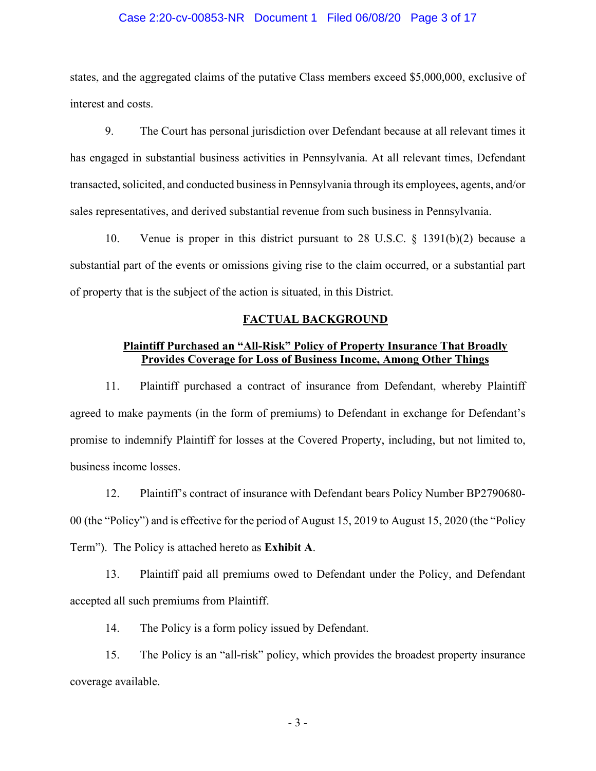states, and the aggregated claims of the putative Class members exceed $5,000,000, exclusive of interest and costs.

9. The Court has personal jurisdiction over Defendant because at all relevant times it has engaged in substantial business activities in Pennsylvania. At all relevant times, Defendant transacted, solicited, and conducted business in Pennsylvania through its employees, agents, and/or sales representatives, and derived substantial revenue from such business in Pennsylvania.

10. Venue is proper in this district pursuant to 28 U.S.C. § 1391(b)(2) because a substantial part of the events or omissions giving rise to the claim occurred, or a substantial part of property that is the subject of the action is situated, in this District.

## FACTUAL BACKGROUND

### Plaintiff Purchased an "All-Risk" Policy of Property Insurance That Broadly Provides Coverage for Loss of Business Income, Among Other Things

11. Plaintiff purchased a contract of insurance from Defendant, whereby Plaintiff agreed to make payments (in the form of premiums) to Defendant in exchange for Defendant's promise to indemnify Plaintiff for losses at the Covered Property, including, but not limited to, business income losses.

12. Plaintiff's contract of insurance with Defendant bears Policy Number BP2790680-00 (the "Policy") and is effective for the period of August 15, 2019 to August 15, 2020 (the "Policy Term"). The Policy is attached hereto as **Exhibit A**.

13. Plaintiff paid all premiums owed to Defendant under the Policy, and Defendant accepted all such premiums from Plaintiff.

14. The Policy is a form policy issued by Defendant.

15. The Policy is an "all-risk" policy, which provides the broadest property insurance coverage available.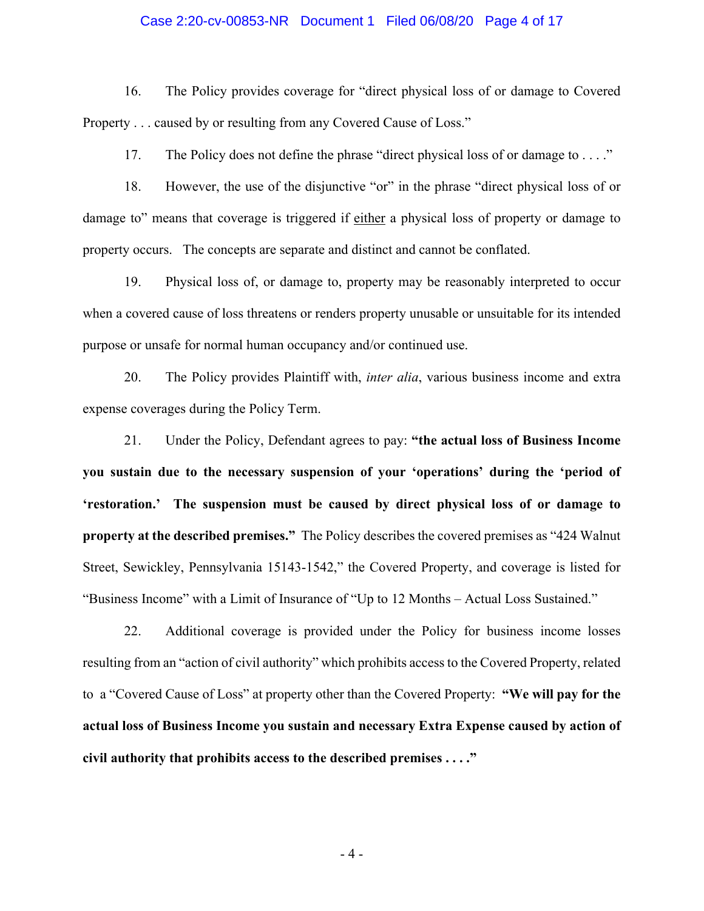16. The Policy provides coverage for "direct physical loss of or damage to Covered Property . . . caused by or resulting from any Covered Cause of Loss."

17. The Policy does not define the phrase "direct physical loss of or damage to . . . ."

18. However, the use of the disjunctive "or" in the phrase "direct physical loss of or damage to" means that coverage is triggered if <u>either</u> a physical loss of property or damage to property occurs. The concepts are separate and distinct and cannot be conflated.

19. Physical loss of, or damage to, property may be reasonably interpreted to occur when a covered cause of loss threatens or renders property unusable or unsuitable for its intended purpose or unsafe for normal human occupancy and/or continued use.

20. The Policy provides Plaintiff with, *inter alia*, various business income and extra expense coverages during the Policy Term.

21. Under the Policy, Defendant agrees to pay: **"the actual loss of Business Income you sustain due to the necessary suspension of your 'operations' during the 'period of 'restoration.' The suspension must be caused by direct physical loss of or damage to property at the described premises."** The Policy describes the covered premises as "424 Walnut Street, Sewickley, Pennsylvania 15143-1542," the Covered Property, and coverage is listed for "Business Income" with a Limit of Insurance of "Up to 12 Months – Actual Loss Sustained."

22. Additional coverage is provided under the Policy for business income losses resulting from an "action of civil authority" which prohibits access to the Covered Property, related to a "Covered Cause of Loss" at property other than the Covered Property: **"We will pay for the actual loss of Business Income you sustain and necessary Extra Expense caused by action of civil authority that prohibits access to the described premises . . . ."**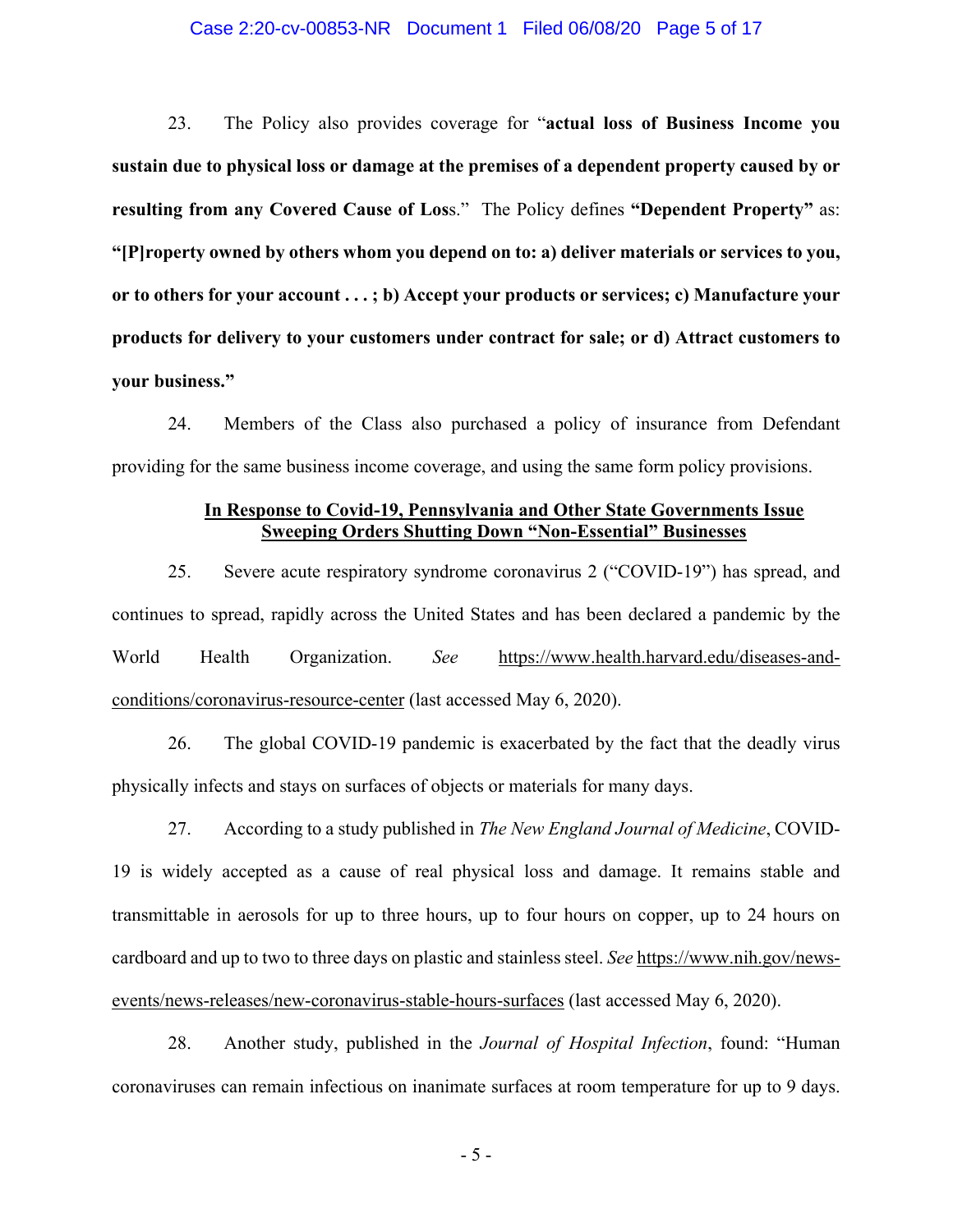23. The Policy also provides coverage for "**actual loss of Business Income you sustain due to physical loss or damage at the premises of a dependent property caused by or resulting from any Covered Cause of Los**s." The Policy defines **"Dependent Property"** as: **"[P]roperty owned by others whom you depend on to: a) deliver materials or services to you, or to others for your account . . . ; b) Accept your products or services; c) Manufacture your products for delivery to your customers under contract for sale; or d) Attract customers to your business."**

24. Members of the Class also purchased a policy of insurance from Defendant providing for the same business income coverage, and using the same form policy provisions.

**In Response to Covid-19, Pennsylvania and Other State Governments Issue Sweeping Orders Shutting Down "Non-Essential" Businesses**

25. Severe acute respiratory syndrome coronavirus 2 ("COVID-19") has spread, and continues to spread, rapidly across the United States and has been declared a pandemic by the World Health Organization. *See* https://www.health.harvard.edu/diseases-and-conditions/coronavirus-resource-center (last accessed May 6, 2020).

26. The global COVID-19 pandemic is exacerbated by the fact that the deadly virus physically infects and stays on surfaces of objects or materials for many days.

27. According to a study published in *The New England Journal of Medicine*, COVID-19 is widely accepted as a cause of real physical loss and damage. It remains stable and transmittable in aerosols for up to three hours, up to four hours on copper, up to 24 hours on cardboard and up to two to three days on plastic and stainless steel. *See* https://www.nih.gov/news-events/news-releases/new-coronavirus-stable-hours-surfaces (last accessed May 6, 2020).

28. Another study, published in the *Journal of Hospital Infection*, found: "Human coronaviruses can remain infectious on inanimate surfaces at room temperature for up to 9 days.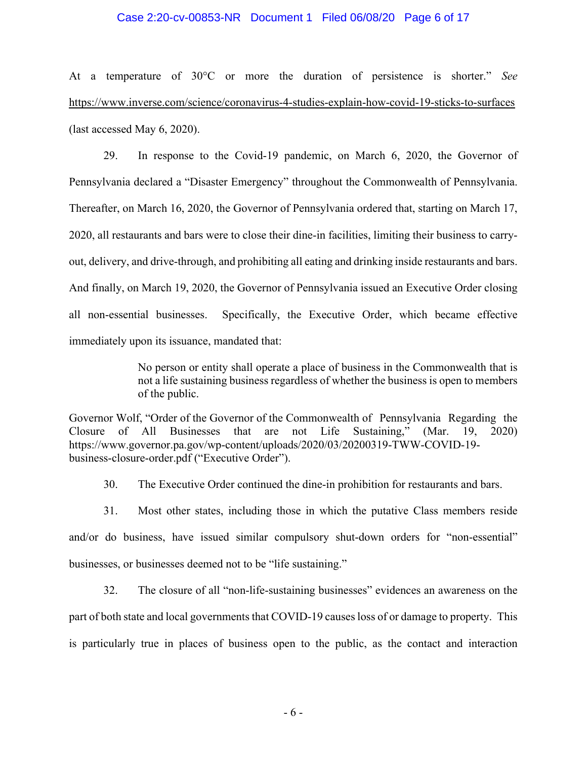At a temperature of 30°C or more the duration of persistence is shorter." *See* https://www.inverse.com/science/coronavirus-4-studies-explain-how-covid-19-sticks-to-surfaces (last accessed May 6, 2020).

29. In response to the Covid-19 pandemic, on March 6, 2020, the Governor of Pennsylvania declared a "Disaster Emergency" throughout the Commonwealth of Pennsylvania. Thereafter, on March 16, 2020, the Governor of Pennsylvania ordered that, starting on March 17, 2020, all restaurants and bars were to close their dine-in facilities, limiting their business to carry-out, delivery, and drive-through, and prohibiting all eating and drinking inside restaurants and bars. And finally, on March 19, 2020, the Governor of Pennsylvania issued an Executive Order closing all non-essential businesses. Specifically, the Executive Order, which became effective immediately upon its issuance, mandated that:

> No person or entity shall operate a place of business in the Commonwealth that is not a life sustaining business regardless of whether the business is open to members of the public.

Governor Wolf, "Order of the Governor of the Commonwealth of Pennsylvania Regarding the Closure of All Businesses that are not Life Sustaining," (Mar. 19, 2020) https://www.governor.pa.gov/wp-content/uploads/2020/03/20200319-TWW-COVID-19-business-closure-order.pdf ("Executive Order").

30. The Executive Order continued the dine-in prohibition for restaurants and bars.

31. Most other states, including those in which the putative Class members reside and/or do business, have issued similar compulsory shut-down orders for "non-essential" businesses, or businesses deemed not to be "life sustaining."

32. The closure of all "non-life-sustaining businesses" evidences an awareness on the part of both state and local governments that COVID-19 causes loss of or damage to property. This is particularly true in places of business open to the public, as the contact and interaction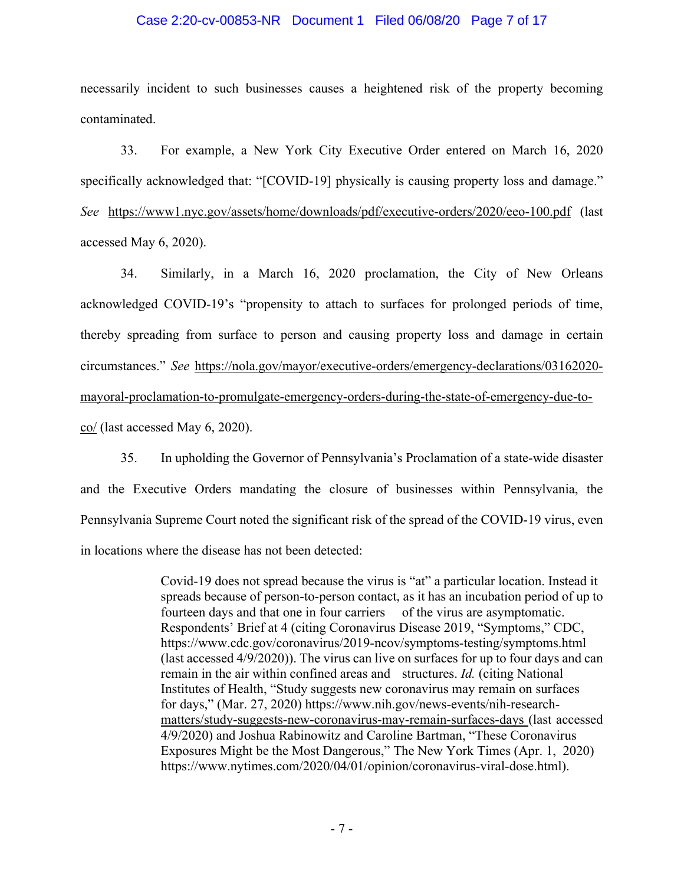necessarily incident to such businesses causes a heightened risk of the property becoming contaminated.

33. For example, a New York City Executive Order entered on March 16, 2020 specifically acknowledged that: "[COVID-19] physically is causing property loss and damage." *See* https://www1.nyc.gov/assets/home/downloads/pdf/executive-orders/2020/eeo-100.pdf (last accessed May 6, 2020).

34. Similarly, in a March 16, 2020 proclamation, the City of New Orleans acknowledged COVID-19's "propensity to attach to surfaces for prolonged periods of time, thereby spreading from surface to person and causing property loss and damage in certain circumstances." *See* https://nola.gov/mayor/executive-orders/emergency-declarations/03162020-mayoral-proclamation-to-promulgate-emergency-orders-during-the-state-of-emergency-due-to-co/ (last accessed May 6, 2020).

35. In upholding the Governor of Pennsylvania's Proclamation of a state-wide disaster and the Executive Orders mandating the closure of businesses within Pennsylvania, the Pennsylvania Supreme Court noted the significant risk of the spread of the COVID-19 virus, even in locations where the disease has not been detected:

> Covid-19 does not spread because the virus is "at" a particular location. Instead it spreads because of person-to-person contact, as it has an incubation period of up to fourteen days and that one in four carriers of the virus are asymptomatic. Respondents' Brief at 4 (citing Coronavirus Disease 2019, "Symptoms," CDC, https://www.cdc.gov/coronavirus/2019-ncov/symptoms-testing/symptoms.html (last accessed 4/9/2020)). The virus can live on surfaces for up to four days and can remain in the air within confined areas and structures. *Id.* (citing National Institutes of Health, "Study suggests new coronavirus may remain on surfaces for days," (Mar. 27, 2020) https://www.nih.gov/news-events/nih-research-matters/study-suggests-new-coronavirus-may-remain-surfaces-days (last accessed 4/9/2020) and Joshua Rabinowitz and Caroline Bartman, "These Coronavirus Exposures Might be the Most Dangerous," The New York Times (Apr. 1, 2020) https://www.nytimes.com/2020/04/01/opinion/coronavirus-viral-dose.html).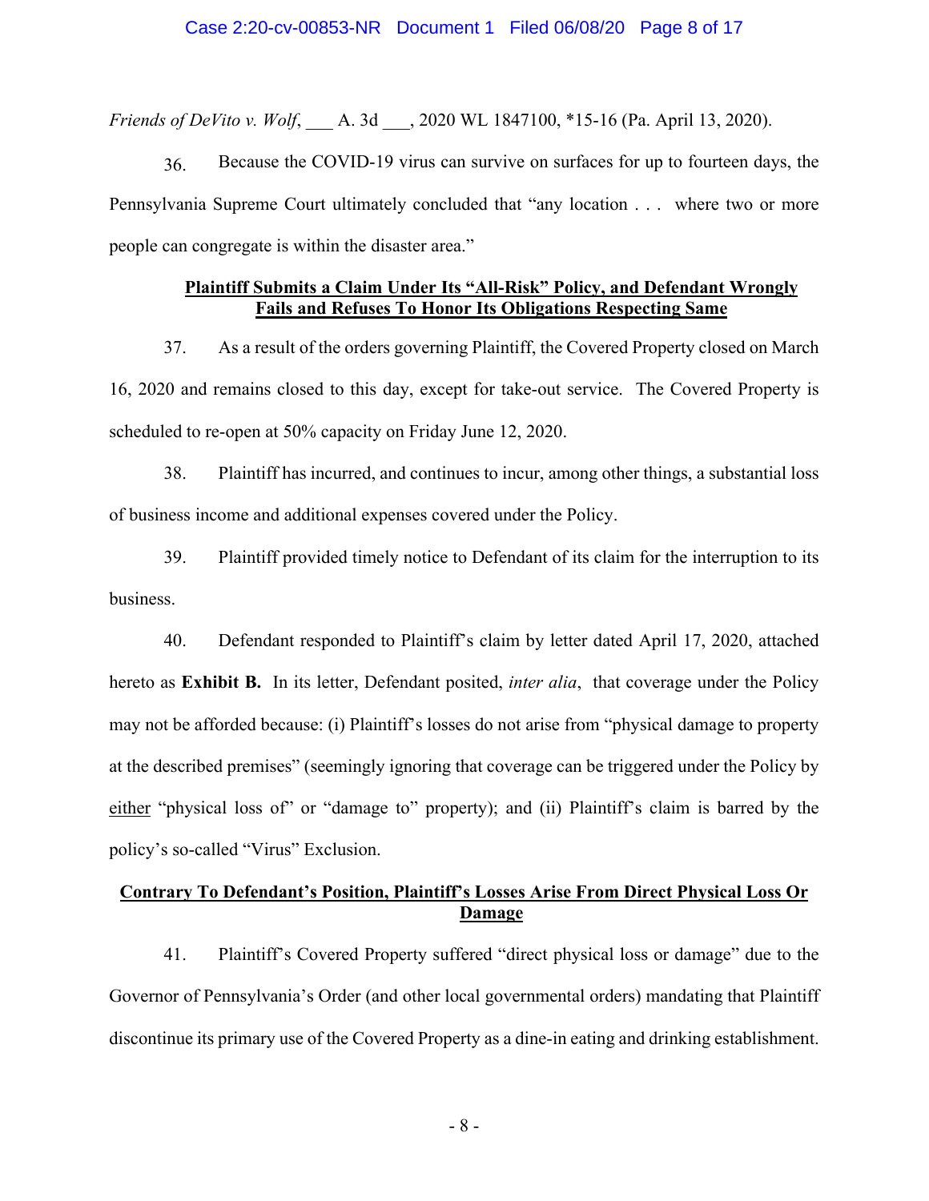*Friends of DeVito v. Wolf*, ___ A. 3d ___, 2020 WL 1847100, *15-16 (Pa. April 13, 2020).

36. Because the COVID-19 virus can survive on surfaces for up to fourteen days, the Pennsylvania Supreme Court ultimately concluded that "any location . . . where two or more people can congregate is within the disaster area."

**Plaintiff Submits a Claim Under Its "All-Risk" Policy, and Defendant Wrongly Fails and Refuses To Honor Its Obligations Respecting Same**

37. As a result of the orders governing Plaintiff, the Covered Property closed on March 16, 2020 and remains closed to this day, except for take-out service. The Covered Property is scheduled to re-open at 50% capacity on Friday June 12, 2020.

38. Plaintiff has incurred, and continues to incur, among other things, a substantial loss of business income and additional expenses covered under the Policy.

39. Plaintiff provided timely notice to Defendant of its claim for the interruption to its business.

40. Defendant responded to Plaintiff's claim by letter dated April 17, 2020, attached hereto as **Exhibit B.** In its letter, Defendant posited, *inter alia*, that coverage under the Policy may not be afforded because: (i) Plaintiff's losses do not arise from "physical damage to property at the described premises" (seemingly ignoring that coverage can be triggered under the Policy by either "physical loss of" or "damage to" property); and (ii) Plaintiff's claim is barred by the policy's so-called "Virus" Exclusion.

**Contrary To Defendant's Position, Plaintiff's Losses Arise From Direct Physical Loss Or Damage**

41. Plaintiff's Covered Property suffered "direct physical loss or damage" due to the Governor of Pennsylvania's Order (and other local governmental orders) mandating that Plaintiff discontinue its primary use of the Covered Property as a dine-in eating and drinking establishment.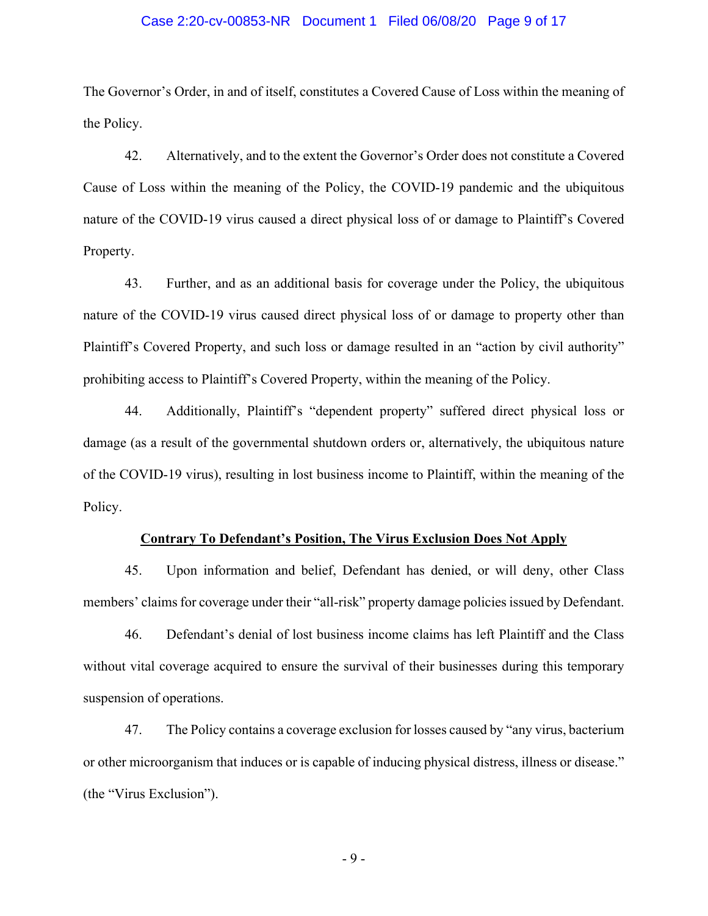The Governor's Order, in and of itself, constitutes a Covered Cause of Loss within the meaning of the Policy.

42. Alternatively, and to the extent the Governor's Order does not constitute a Covered Cause of Loss within the meaning of the Policy, the COVID-19 pandemic and the ubiquitous nature of the COVID-19 virus caused a direct physical loss of or damage to Plaintiff's Covered Property.

43. Further, and as an additional basis for coverage under the Policy, the ubiquitous nature of the COVID-19 virus caused direct physical loss of or damage to property other than Plaintiff's Covered Property, and such loss or damage resulted in an "action by civil authority" prohibiting access to Plaintiff's Covered Property, within the meaning of the Policy.

44. Additionally, Plaintiff's "dependent property" suffered direct physical loss or damage (as a result of the governmental shutdown orders or, alternatively, the ubiquitous nature of the COVID-19 virus), resulting in lost business income to Plaintiff, within the meaning of the Policy.

**<u>Contrary To Defendant's Position, The Virus Exclusion Does Not Apply</u>**

45. Upon information and belief, Defendant has denied, or will deny, other Class members' claims for coverage under their "all-risk" property damage policies issued by Defendant.

46. Defendant's denial of lost business income claims has left Plaintiff and the Class without vital coverage acquired to ensure the survival of their businesses during this temporary suspension of operations.

47. The Policy contains a coverage exclusion for losses caused by "any virus, bacterium or other microorganism that induces or is capable of inducing physical distress, illness or disease." (the "Virus Exclusion").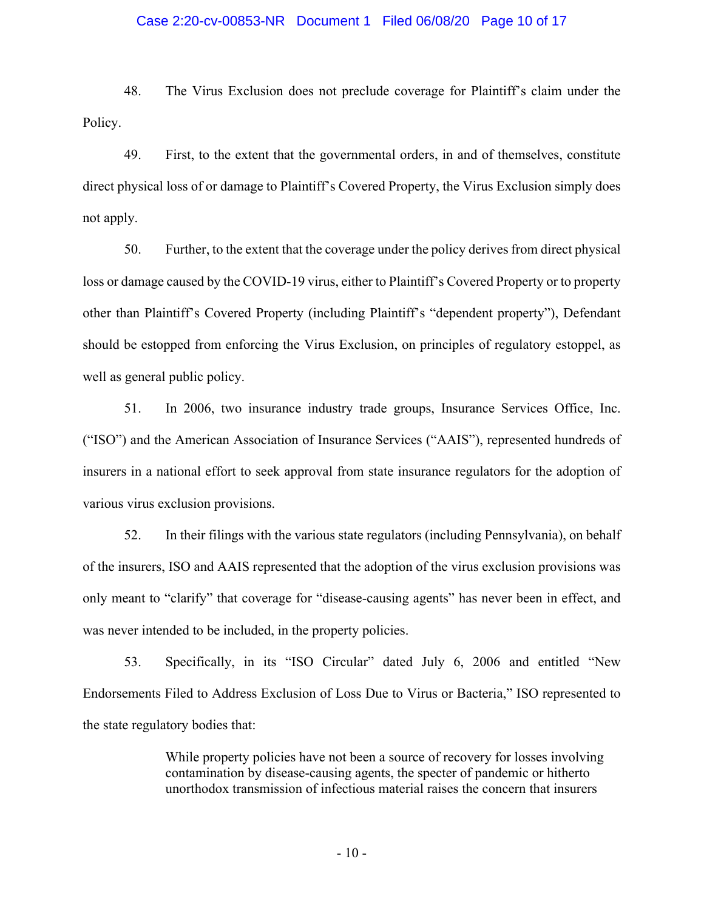48. The Virus Exclusion does not preclude coverage for Plaintiff's claim under the Policy.

49. First, to the extent that the governmental orders, in and of themselves, constitute direct physical loss of or damage to Plaintiff's Covered Property, the Virus Exclusion simply does not apply.

50. Further, to the extent that the coverage under the policy derives from direct physical loss or damage caused by the COVID-19 virus, either to Plaintiff's Covered Property or to property other than Plaintiff's Covered Property (including Plaintiff's "dependent property"), Defendant should be estopped from enforcing the Virus Exclusion, on principles of regulatory estoppel, as well as general public policy.

51. In 2006, two insurance industry trade groups, Insurance Services Office, Inc. ("ISO") and the American Association of Insurance Services ("AAIS"), represented hundreds of insurers in a national effort to seek approval from state insurance regulators for the adoption of various virus exclusion provisions.

52. In their filings with the various state regulators (including Pennsylvania), on behalf of the insurers, ISO and AAIS represented that the adoption of the virus exclusion provisions was only meant to "clarify" that coverage for "disease-causing agents" has never been in effect, and was never intended to be included, in the property policies.

53. Specifically, in its "ISO Circular" dated July 6, 2006 and entitled "New Endorsements Filed to Address Exclusion of Loss Due to Virus or Bacteria," ISO represented to the state regulatory bodies that:

> While property policies have not been a source of recovery for losses involving contamination by disease-causing agents, the specter of pandemic or hitherto unorthodox transmission of infectious material raises the concern that insurers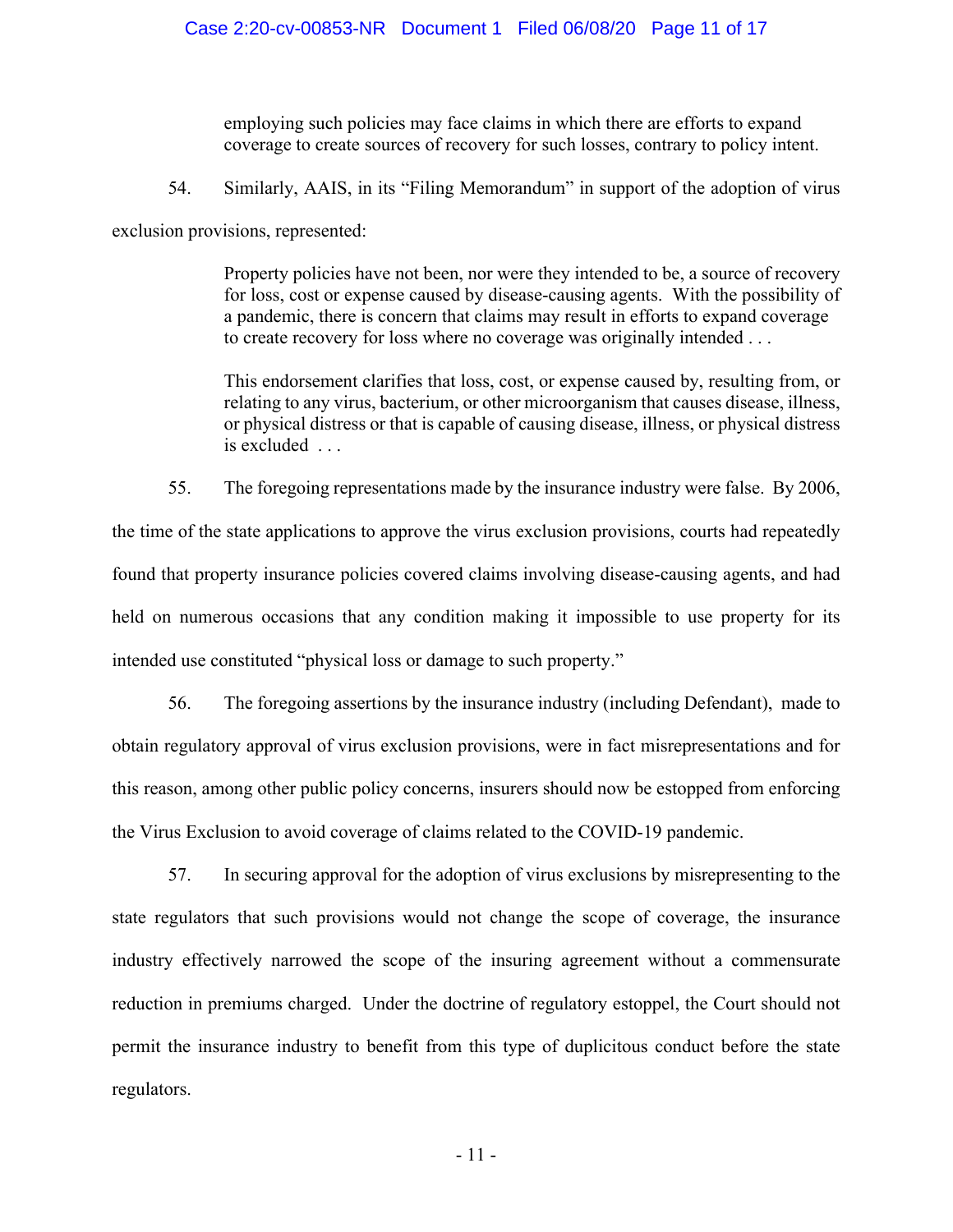> employing such policies may face claims in which there are efforts to expand coverage to create sources of recovery for such losses, contrary to policy intent.

54. Similarly, AAIS, in its "Filing Memorandum" in support of the adoption of virus exclusion provisions, represented:

> Property policies have not been, nor were they intended to be, a source of recovery for loss, cost or expense caused by disease-causing agents. With the possibility of a pandemic, there is concern that claims may result in efforts to expand coverage to create recovery for loss where no coverage was originally intended . . .
>
> This endorsement clarifies that loss, cost, or expense caused by, resulting from, or relating to any virus, bacterium, or other microorganism that causes disease, illness, or physical distress or that is capable of causing disease, illness, or physical distress is excluded . . .

55. The foregoing representations made by the insurance industry were false. By 2006, the time of the state applications to approve the virus exclusion provisions, courts had repeatedly found that property insurance policies covered claims involving disease-causing agents, and had held on numerous occasions that any condition making it impossible to use property for its intended use constituted "physical loss or damage to such property."

56. The foregoing assertions by the insurance industry (including Defendant), made to obtain regulatory approval of virus exclusion provisions, were in fact misrepresentations and for this reason, among other public policy concerns, insurers should now be estopped from enforcing the Virus Exclusion to avoid coverage of claims related to the COVID-19 pandemic.

57. In securing approval for the adoption of virus exclusions by misrepresenting to the state regulators that such provisions would not change the scope of coverage, the insurance industry effectively narrowed the scope of the insuring agreement without a commensurate reduction in premiums charged. Under the doctrine of regulatory estoppel, the Court should not permit the insurance industry to benefit from this type of duplicitous conduct before the state regulators.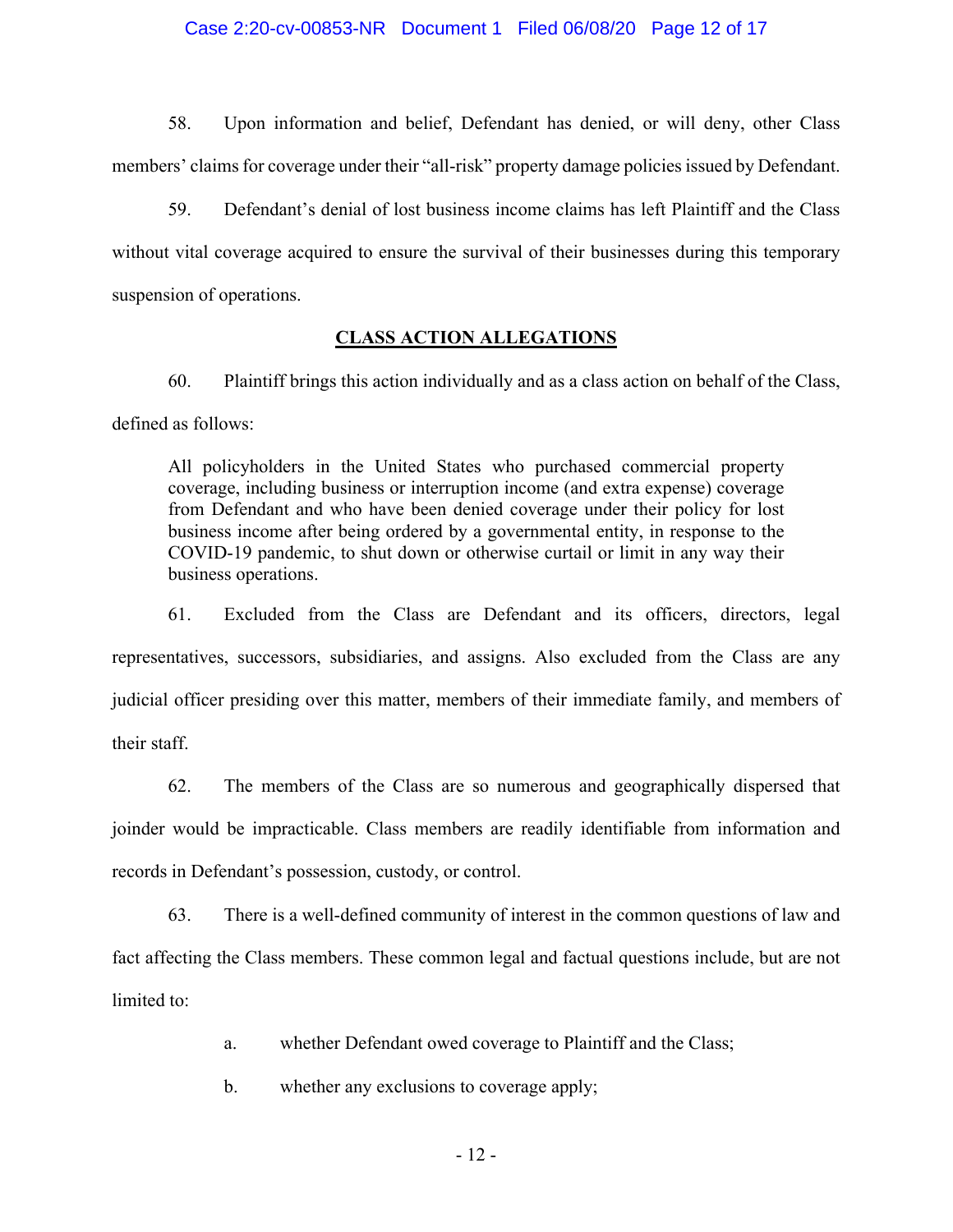58. Upon information and belief, Defendant has denied, or will deny, other Class members' claims for coverage under their "all-risk" property damage policies issued by Defendant.

59. Defendant's denial of lost business income claims has left Plaintiff and the Class without vital coverage acquired to ensure the survival of their businesses during this temporary suspension of operations.

## CLASS ACTION ALLEGATIONS

60. Plaintiff brings this action individually and as a class action on behalf of the Class, defined as follows:

> All policyholders in the United States who purchased commercial property coverage, including business or interruption income (and extra expense) coverage from Defendant and who have been denied coverage under their policy for lost business income after being ordered by a governmental entity, in response to the COVID-19 pandemic, to shut down or otherwise curtail or limit in any way their business operations.

61. Excluded from the Class are Defendant and its officers, directors, legal representatives, successors, subsidiaries, and assigns. Also excluded from the Class are any judicial officer presiding over this matter, members of their immediate family, and members of their staff.

62. The members of the Class are so numerous and geographically dispersed that joinder would be impracticable. Class members are readily identifiable from information and records in Defendant's possession, custody, or control.

63. There is a well-defined community of interest in the common questions of law and fact affecting the Class members. These common legal and factual questions include, but are not limited to:

a. whether Defendant owed coverage to Plaintiff and the Class;

b. whether any exclusions to coverage apply;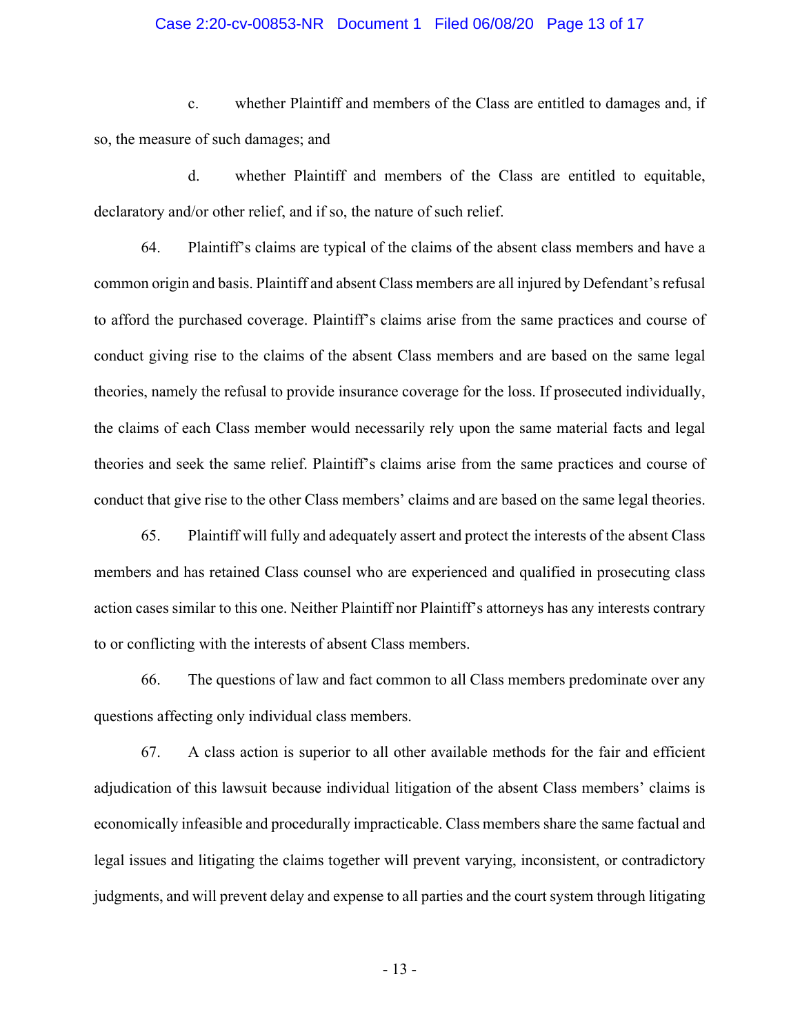c. whether Plaintiff and members of the Class are entitled to damages and, if so, the measure of such damages; and

d. whether Plaintiff and members of the Class are entitled to equitable, declaratory and/or other relief, and if so, the nature of such relief.

64. Plaintiff's claims are typical of the claims of the absent class members and have a common origin and basis. Plaintiff and absent Class members are all injured by Defendant's refusal to afford the purchased coverage. Plaintiff's claims arise from the same practices and course of conduct giving rise to the claims of the absent Class members and are based on the same legal theories, namely the refusal to provide insurance coverage for the loss. If prosecuted individually, the claims of each Class member would necessarily rely upon the same material facts and legal theories and seek the same relief. Plaintiff's claims arise from the same practices and course of conduct that give rise to the other Class members' claims and are based on the same legal theories.

65. Plaintiff will fully and adequately assert and protect the interests of the absent Class members and has retained Class counsel who are experienced and qualified in prosecuting class action cases similar to this one. Neither Plaintiff nor Plaintiff's attorneys has any interests contrary to or conflicting with the interests of absent Class members.

66. The questions of law and fact common to all Class members predominate over any questions affecting only individual class members.

67. A class action is superior to all other available methods for the fair and efficient adjudication of this lawsuit because individual litigation of the absent Class members' claims is economically infeasible and procedurally impracticable. Class members share the same factual and legal issues and litigating the claims together will prevent varying, inconsistent, or contradictory judgments, and will prevent delay and expense to all parties and the court system through litigating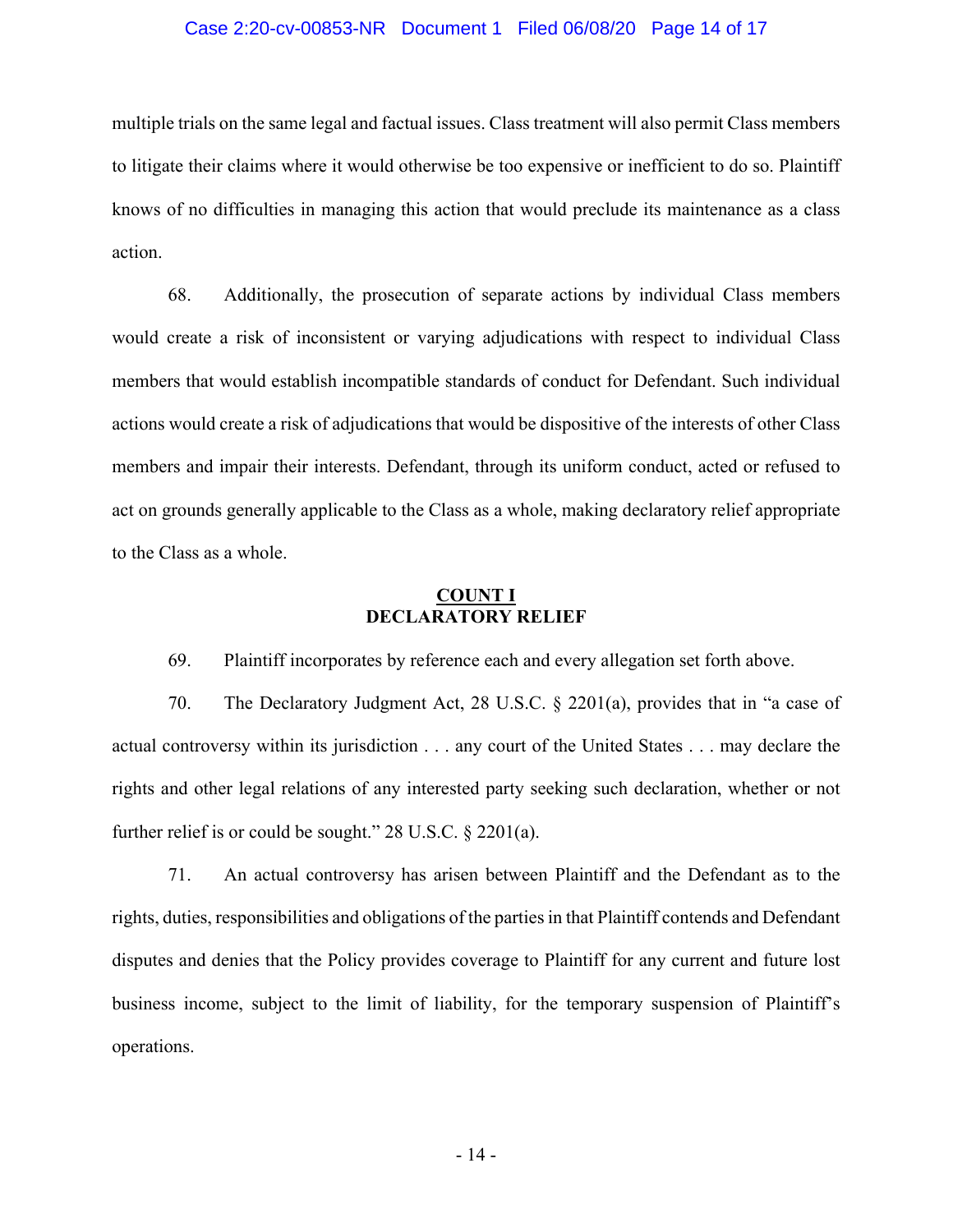multiple trials on the same legal and factual issues. Class treatment will also permit Class members to litigate their claims where it would otherwise be too expensive or inefficient to do so. Plaintiff knows of no difficulties in managing this action that would preclude its maintenance as a class action.

68. Additionally, the prosecution of separate actions by individual Class members would create a risk of inconsistent or varying adjudications with respect to individual Class members that would establish incompatible standards of conduct for Defendant. Such individual actions would create a risk of adjudications that would be dispositive of the interests of other Class members and impair their interests. Defendant, through its uniform conduct, acted or refused to act on grounds generally applicable to the Class as a whole, making declaratory relief appropriate to the Class as a whole.

## COUNT I
## DECLARATORY RELIEF

69. Plaintiff incorporates by reference each and every allegation set forth above.

70. The Declaratory Judgment Act, 28 U.S.C. § 2201(a), provides that in "a case of actual controversy within its jurisdiction . . . any court of the United States . . . may declare the rights and other legal relations of any interested party seeking such declaration, whether or not further relief is or could be sought." 28 U.S.C. § 2201(a).

71. An actual controversy has arisen between Plaintiff and the Defendant as to the rights, duties, responsibilities and obligations of the parties in that Plaintiff contends and Defendant disputes and denies that the Policy provides coverage to Plaintiff for any current and future lost business income, subject to the limit of liability, for the temporary suspension of Plaintiff's operations.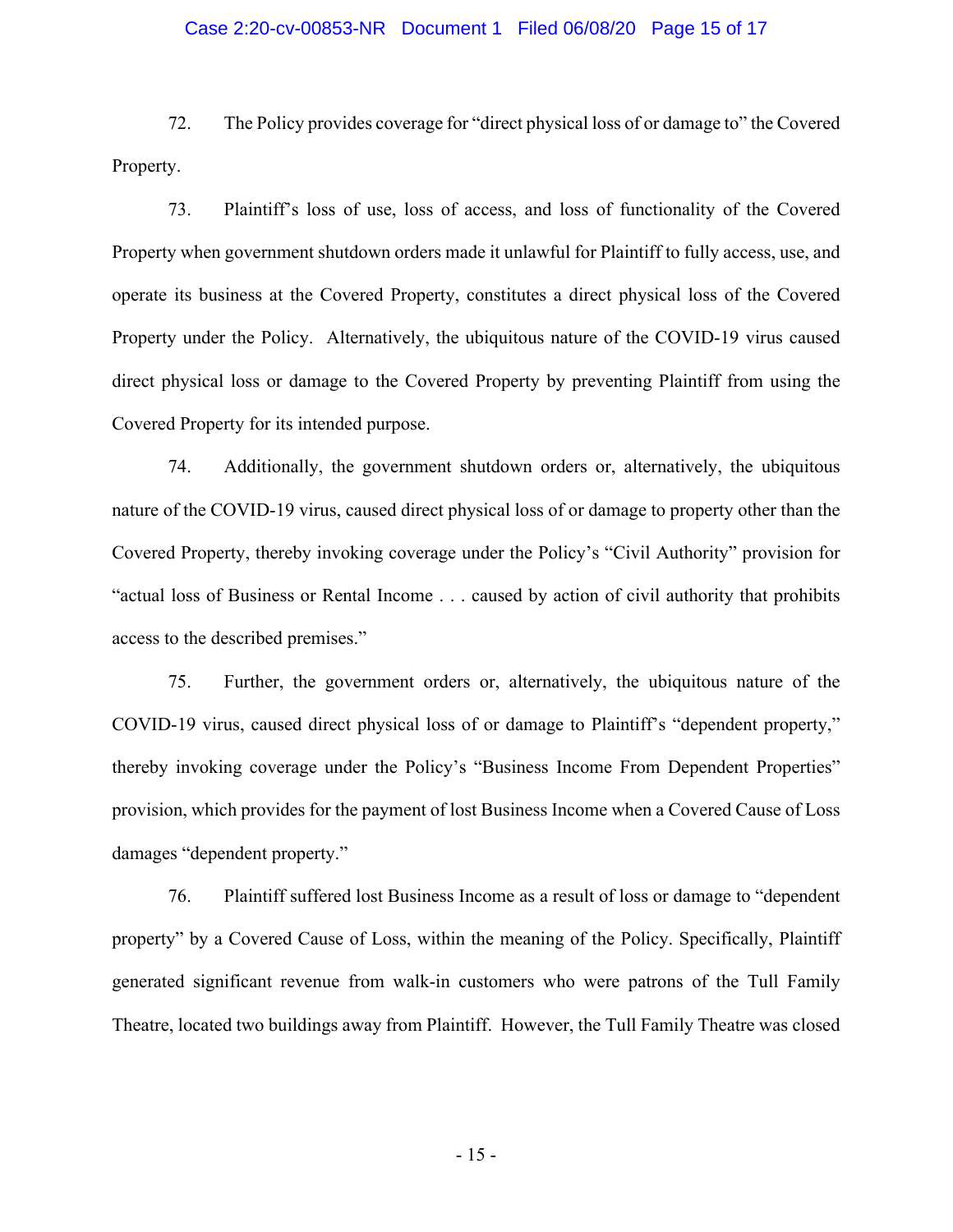72. The Policy provides coverage for "direct physical loss of or damage to" the Covered Property.

73. Plaintiff's loss of use, loss of access, and loss of functionality of the Covered Property when government shutdown orders made it unlawful for Plaintiff to fully access, use, and operate its business at the Covered Property, constitutes a direct physical loss of the Covered Property under the Policy. Alternatively, the ubiquitous nature of the COVID-19 virus caused direct physical loss or damage to the Covered Property by preventing Plaintiff from using the Covered Property for its intended purpose.

74. Additionally, the government shutdown orders or, alternatively, the ubiquitous nature of the COVID-19 virus, caused direct physical loss of or damage to property other than the Covered Property, thereby invoking coverage under the Policy's "Civil Authority" provision for "actual loss of Business or Rental Income . . . caused by action of civil authority that prohibits access to the described premises."

75. Further, the government orders or, alternatively, the ubiquitous nature of the COVID-19 virus, caused direct physical loss of or damage to Plaintiff's "dependent property," thereby invoking coverage under the Policy's "Business Income From Dependent Properties" provision, which provides for the payment of lost Business Income when a Covered Cause of Loss damages "dependent property."

76. Plaintiff suffered lost Business Income as a result of loss or damage to "dependent property" by a Covered Cause of Loss, within the meaning of the Policy. Specifically, Plaintiff generated significant revenue from walk-in customers who were patrons of the Tull Family Theatre, located two buildings away from Plaintiff. However, the Tull Family Theatre was closed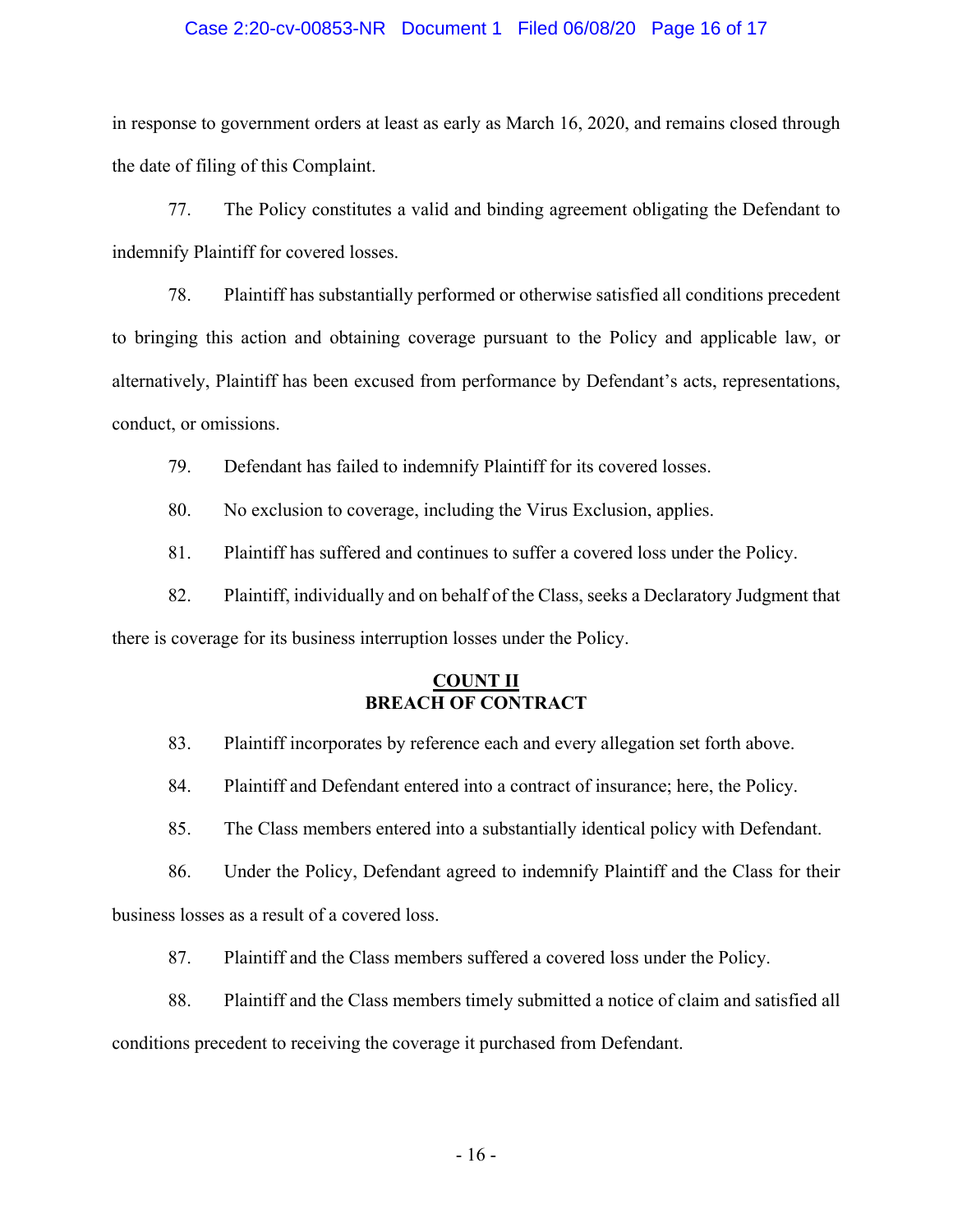in response to government orders at least as early as March 16, 2020, and remains closed through the date of filing of this Complaint.

77. The Policy constitutes a valid and binding agreement obligating the Defendant to indemnify Plaintiff for covered losses.

78. Plaintiff has substantially performed or otherwise satisfied all conditions precedent to bringing this action and obtaining coverage pursuant to the Policy and applicable law, or alternatively, Plaintiff has been excused from performance by Defendant's acts, representations, conduct, or omissions.

79. Defendant has failed to indemnify Plaintiff for its covered losses.

80. No exclusion to coverage, including the Virus Exclusion, applies.

81. Plaintiff has suffered and continues to suffer a covered loss under the Policy.

82. Plaintiff, individually and on behalf of the Class, seeks a Declaratory Judgment that there is coverage for its business interruption losses under the Policy.

## COUNT II
## BREACH OF CONTRACT

83. Plaintiff incorporates by reference each and every allegation set forth above.

84. Plaintiff and Defendant entered into a contract of insurance; here, the Policy.

85. The Class members entered into a substantially identical policy with Defendant.

86. Under the Policy, Defendant agreed to indemnify Plaintiff and the Class for their business losses as a result of a covered loss.

87. Plaintiff and the Class members suffered a covered loss under the Policy.

88. Plaintiff and the Class members timely submitted a notice of claim and satisfied all conditions precedent to receiving the coverage it purchased from Defendant.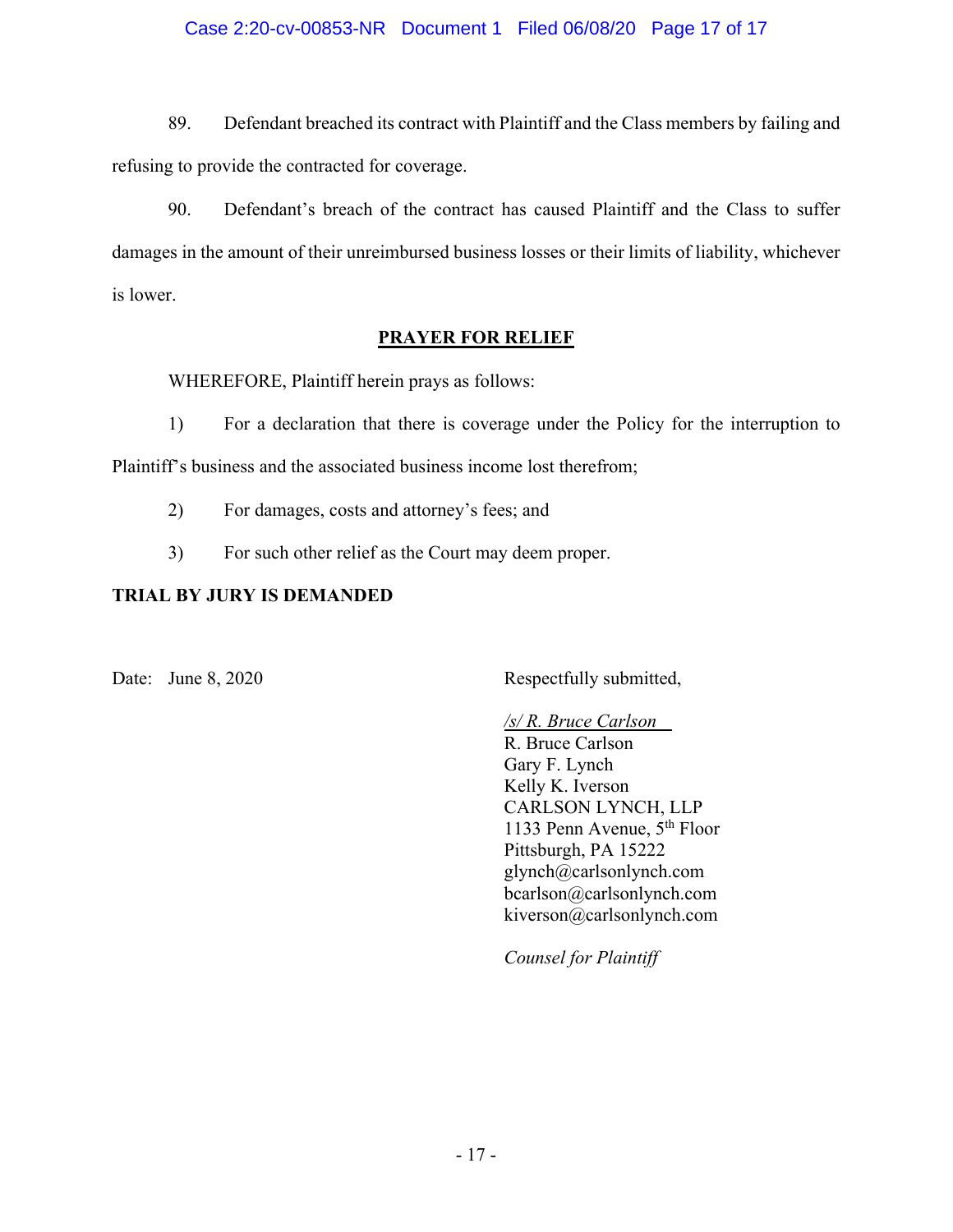89. Defendant breached its contract with Plaintiff and the Class members by failing and refusing to provide the contracted for coverage.

90. Defendant's breach of the contract has caused Plaintiff and the Class to suffer damages in the amount of their unreimbursed business losses or their limits of liability, whichever is lower.

## PRAYER FOR RELIEF

WHEREFORE, Plaintiff herein prays as follows:

1) For a declaration that there is coverage under the Policy for the interruption to Plaintiff's business and the associated business income lost therefrom;

2) For damages, costs and attorney's fees; and

3) For such other relief as the Court may deem proper.

**TRIAL BY JURY IS DEMANDED**

Date: June 8, 2020

Respectfully submitted,

*/s/ R. Bruce Carlson*
R. Bruce Carlson
Gary F. Lynch
Kelly K. Iverson
CARLSON LYNCH, LLP
1133 Penn Avenue, 5th Floor
Pittsburgh, PA 15222
glynch@carlsonlynch.com
bcarlson@carlsonlynch.com
kiverson@carlsonlynch.com

*Counsel for Plaintiff*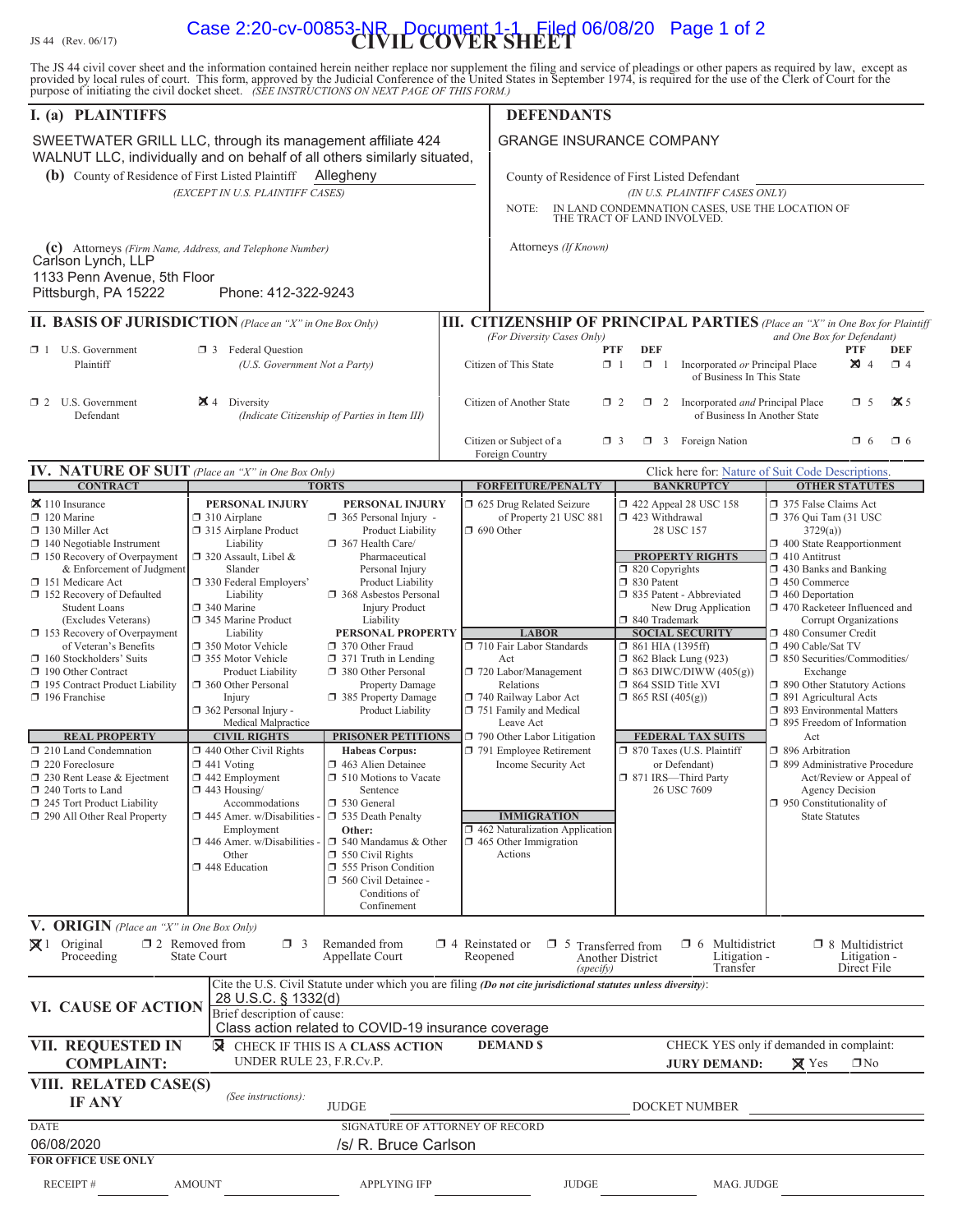JS 44 (Rev. 06/17)

# CIVIL COVER SHEET

The JS 44 civil cover sheet and the information contained herein neither replace nor supplement the filing and service of pleadings or other papers as required by law, except as provided by local rules of court. This form, approved by the Judicial Conference of the United States in September 1974, is required for the use of the Clerk of Court for the purpose of initiating the civil docket sheet. *(SEE INSTRUCTIONS ON NEXT PAGE OF THIS FORM.)*

## I. (a) PLAINTIFFS

SWEETWATER GRILL LLC, through its management affiliate 424 WALNUT LLC, individually and on behalf of all others similarly situated,

**(b)** County of Residence of First Listed Plaintiff: Allegheny
*(EXCEPT IN U.S. PLAINTIFF CASES)*

**(c)** Attorneys *(Firm Name, Address, and Telephone Number)*
Carlson Lynch, LLP
1133 Penn Avenue, 5th Floor
Pittsburgh, PA 15222 Phone: 412-322-9243

## DEFENDANTS

GRANGE INSURANCE COMPANY

County of Residence of First Listed Defendant: ____
*(IN U.S. PLAINTIFF CASES ONLY)*

NOTE: IN LAND CONDEMNATION CASES, USE THE LOCATION OF THE TRACT OF LAND INVOLVED.

Attorneys *(If Known)*

## II. BASIS OF JURISDICTION *(Place an "X" in One Box Only)*

- ☐ 1 U.S. Government Plaintiff
- ☐ 3 Federal Question *(U.S. Government Not a Party)*
- ☐ 2 U.S. Government Defendant
- ☒ 4 Diversity *(Indicate Citizenship of Parties in Item III)*

## III. CITIZENSHIP OF PRINCIPAL PARTIES *(Place an "X" in One Box for Plaintiff and One Box for Defendant)* *(For Diversity Cases Only)*

| | PTF | DEF | | PTF | DEF |
|---|---|---|---|---|---|
| Citizen of This State | ☐ 1 | ☐ 1 | Incorporated *or* Principal Place of Business In This State | ☒ 4 | ☐ 4 |
| Citizen of Another State | ☐ 2 | ☐ 2 | Incorporated *and* Principal Place of Business In Another State | ☐ 5 | ☒ 5 |
| Citizen or Subject of a Foreign Country | ☐ 3 | ☐ 3 | Foreign Nation | ☐ 6 | ☐ 6 |

## IV. NATURE OF SUIT *(Place an "X" in One Box Only)*

Click here for: Nature of Suit Code Descriptions.

**CONTRACT:** ☒ 110 Insurance; ☐ 120 Marine; ☐ 130 Miller Act; ☐ 140 Negotiable Instrument; ☐ 150 Recovery of Overpayment & Enforcement of Judgment; ☐ 151 Medicare Act; ☐ 152 Recovery of Defaulted Student Loans (Excludes Veterans); ☐ 153 Recovery of Overpayment of Veteran's Benefits; ☐ 160 Stockholders' Suits; ☐ 190 Other Contract; ☐ 195 Contract Product Liability; ☐ 196 Franchise

**REAL PROPERTY:** ☐ 210 Land Condemnation; ☐ 220 Foreclosure; ☐ 230 Rent Lease & Ejectment; ☐ 240 Torts to Land; ☐ 245 Tort Product Liability; ☐ 290 All Other Real Property

**TORTS — PERSONAL INJURY:** ☐ 310 Airplane; ☐ 315 Airplane Product Liability; ☐ 320 Assault, Libel & Slander; ☐ 330 Federal Employers' Liability; ☐ 340 Marine; ☐ 345 Marine Product Liability; ☐ 350 Motor Vehicle; ☐ 355 Motor Vehicle Product Liability; ☐ 360 Other Personal Injury; ☐ 362 Personal Injury - Medical Malpractice

**TORTS — PERSONAL INJURY:** ☐ 365 Personal Injury - Product Liability; ☐ 367 Health Care/ Pharmaceutical Personal Injury Product Liability; ☐ 368 Asbestos Personal Injury Product Liability

**PERSONAL PROPERTY:** ☐ 370 Other Fraud; ☐ 371 Truth in Lending; ☐ 380 Other Personal Property Damage; ☐ 385 Property Damage Product Liability

**CIVIL RIGHTS:** ☐ 440 Other Civil Rights; ☐ 441 Voting; ☐ 442 Employment; ☐ 443 Housing/ Accommodations; ☐ 445 Amer. w/Disabilities - Employment; ☐ 446 Amer. w/Disabilities - Other; ☐ 448 Education

**PRISONER PETITIONS — Habeas Corpus:** ☐ 463 Alien Detainee; ☐ 510 Motions to Vacate Sentence; ☐ 530 General; ☐ 535 Death Penalty; **Other:** ☐ 540 Mandamus & Other; ☐ 550 Civil Rights; ☐ 555 Prison Condition; ☐ 560 Civil Detainee - Conditions of Confinement

**FORFEITURE/PENALTY:** ☐ 625 Drug Related Seizure of Property 21 USC 881; ☐ 690 Other

**LABOR:** ☐ 710 Fair Labor Standards Act; ☐ 720 Labor/Management Relations; ☐ 740 Railway Labor Act; ☐ 751 Family and Medical Leave Act; ☐ 790 Other Labor Litigation; ☐ 791 Employee Retirement Income Security Act

**IMMIGRATION:** ☐ 462 Naturalization Application; ☐ 465 Other Immigration Actions

**BANKRUPTCY:** ☐ 422 Appeal 28 USC 158; ☐ 423 Withdrawal 28 USC 157

**PROPERTY RIGHTS:** ☐ 820 Copyrights; ☐ 830 Patent; ☐ 835 Patent - Abbreviated New Drug Application; ☐ 840 Trademark

**SOCIAL SECURITY:** ☐ 861 HIA (1395ff); ☐ 862 Black Lung (923); ☐ 863 DIWC/DIWW (405(g)); ☐ 864 SSID Title XVI; ☐ 865 RSI (405(g))

**FEDERAL TAX SUITS:** ☐ 870 Taxes (U.S. Plaintiff or Defendant); ☐ 871 IRS—Third Party 26 USC 7609

**OTHER STATUTES:** ☐ 375 False Claims Act; ☐ 376 Qui Tam (31 USC 3729(a)); ☐ 400 State Reapportionment; ☐ 410 Antitrust; ☐ 430 Banks and Banking; ☐ 450 Commerce; ☐ 460 Deportation; ☐ 470 Racketeer Influenced and Corrupt Organizations; ☐ 480 Consumer Credit; ☐ 490 Cable/Sat TV; ☐ 850 Securities/Commodities/ Exchange; ☐ 890 Other Statutory Actions; ☐ 891 Agricultural Acts; ☐ 893 Environmental Matters; ☐ 895 Freedom of Information Act; ☐ 896 Arbitration; ☐ 899 Administrative Procedure Act/Review or Appeal of Agency Decision; ☐ 950 Constitutionality of State Statutes

## V. ORIGIN *(Place an "X" in One Box Only)*

☒ 1 Original Proceeding; ☐ 2 Removed from State Court; ☐ 3 Remanded from Appellate Court; ☐ 4 Reinstated or Reopened; ☐ 5 Transferred from Another District *(specify)*; ☐ 6 Multidistrict Litigation - Transfer; ☐ 8 Multidistrict Litigation - Direct File

## VI. CAUSE OF ACTION

Cite the U.S. Civil Statute under which you are filing *(Do not cite jurisdictional statutes unless diversity)*:
28 U.S.C. § 1332(d)

Brief description of cause:
Class action related to COVID-19 insurance coverage

## VII. REQUESTED IN COMPLAINT:

☒ CHECK IF THIS IS A **CLASS ACTION** UNDER RULE 23, F.R.Cv.P.

**DEMAND $**

CHECK YES only if demanded in complaint: **JURY DEMAND:** ☒ Yes ☐ No

## VIII. RELATED CASE(S) IF ANY

*(See instructions):* JUDGE ____ DOCKET NUMBER ____

DATE: 06/08/2020

SIGNATURE OF ATTORNEY OF RECORD: /s/ R. Bruce Carlson

**FOR OFFICE USE ONLY**

RECEIPT # ____ AMOUNT ____ APPLYING IFP ____ JUDGE ____ MAG. JUDGE ____